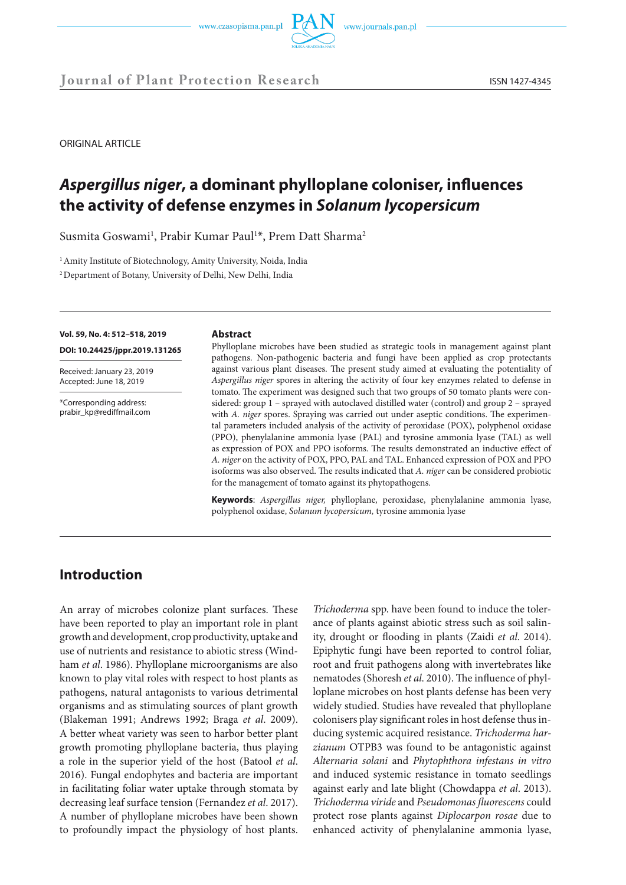ORIGINAL ARTICLE

# *Aspergillus niger*, a dominant phylloplane coloniser, influences the activity of defense enzymes in *Solanum lycopersicum*

Susmita Goswami[1], Prabir Kumar Paul[1]*, Prem Datt Sharma[2]

[1] Amity Institute of Biotechnology, Amity University, Noida, India

[2] Department of Botany, University of Delhi, New Delhi, India

**Vol. 59, No. 4: 512–518, 2019**

**DOI: 10.24425/jppr.2019.131265**

Received: January 23, 2019
Accepted: June 18, 2019

*Corresponding address:
prabir_kp@rediffmail.com

### Abstract

Phylloplane microbes have been studied as strategic tools in management against plant pathogens. Non-pathogenic bacteria and fungi have been applied as crop protectants against various plant diseases. The present study aimed at evaluating the potentiality of *Aspergillus niger* spores in altering the activity of four key enzymes related to defense in tomato. The experiment was designed such that two groups of 50 tomato plants were considered: group 1 – sprayed with autoclaved distilled water (control) and group 2 – sprayed with *A. niger* spores. Spraying was carried out under aseptic conditions. The experimental parameters included analysis of the activity of peroxidase (POX), polyphenol oxidase (PPO), phenylalanine ammonia lyase (PAL) and tyrosine ammonia lyase (TAL) as well as expression of POX and PPO isoforms. The results demonstrated an inductive effect of *A. niger* on the activity of POX, PPO, PAL and TAL. Enhanced expression of POX and PPO isoforms was also observed. The results indicated that *A. niger* can be considered probiotic for the management of tomato against its phytopathogens.

**Keywords**: *Aspergillus niger,* phylloplane, peroxidase, phenylalanine ammonia lyase, polyphenol oxidase, *Solanum lycopersicum,* tyrosine ammonia lyase

## Introduction

An array of microbes colonize plant surfaces. These have been reported to play an important role in plant growth and development, crop productivity, uptake and use of nutrients and resistance to abiotic stress (Windham *et al*. 1986). Phylloplane microorganisms are also known to play vital roles with respect to host plants as pathogens, natural antagonists to various detrimental organisms and as stimulating sources of plant growth (Blakeman 1991; Andrews 1992; Braga *et al*. 2009). A better wheat variety was seen to harbor better plant growth promoting phylloplane bacteria, thus playing a role in the superior yield of the host (Batool *et al*. 2016). Fungal endophytes and bacteria are important in facilitating foliar water uptake through stomata by decreasing leaf surface tension (Fernandez *et al*. 2017). A number of phylloplane microbes have been shown to profoundly impact the physiology of host plants. *Trichoderma* spp. have been found to induce the tolerance of plants against abiotic stress such as soil salinity, drought or flooding in plants (Zaidi *et al*. 2014). Epiphytic fungi have been reported to control foliar, root and fruit pathogens along with invertebrates like nematodes (Shoresh *et al*. 2010). The influence of phylloplane microbes on host plants defense has been very widely studied. Studies have revealed that phylloplane colonisers play significant roles in host defense thus inducing systemic acquired resistance. *Trichoderma harzianum* OTPB3 was found to be antagonistic against *Alternaria solani* and *Phytophthora infestans in vitro* and induced systemic resistance in tomato seedlings against early and late blight (Chowdappa *et al*. 2013). *Trichoderma viride* and *Pseudomonas fluorescens* could protect rose plants against *Diplocarpon rosae* due to enhanced activity of phenylalanine ammonia lyase,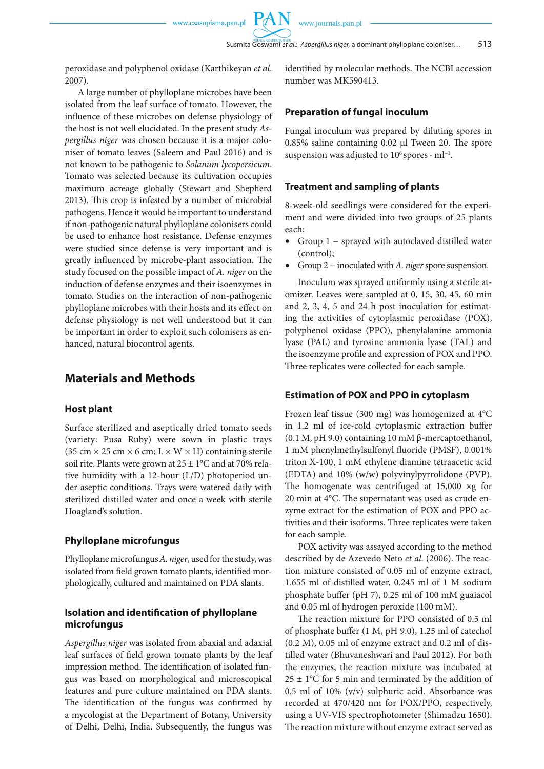peroxidase and polyphenol oxidase (Karthikeyan *et al*. 2007).

A large number of phylloplane microbes have been isolated from the leaf surface of tomato. However, the influence of these microbes on defense physiology of the host is not well elucidated. In the present study *Aspergillus niger* was chosen because it is a major coloniser of tomato leaves (Saleem and Paul 2016) and is not known to be pathogenic to *Solanum lycopersicum*. Tomato was selected because its cultivation occupies maximum acreage globally (Stewart and Shepherd 2013). This crop is infested by a number of microbial pathogens. Hence it would be important to understand if non-pathogenic natural phylloplane colonisers could be used to enhance host resistance. Defense enzymes were studied since defense is very important and is greatly influenced by microbe-plant association. The study focused on the possible impact of *A. niger* on the induction of defense enzymes and their isoenzymes in tomato. Studies on the interaction of non-pathogenic phylloplane microbes with their hosts and its effect on defense physiology is not well understood but it can be important in order to exploit such colonisers as enhanced, natural biocontrol agents.

## Materials and Methods

### Host plant

Surface sterilized and aseptically dried tomato seeds (variety: Pusa Ruby) were sown in plastic trays (35 cm × 25 cm × 6 cm; L × W × H) containing sterile soil rite. Plants were grown at 25 ± 1°C and at 70% relative humidity with a 12-hour (L/D) photoperiod under aseptic conditions. Trays were watered daily with sterilized distilled water and once a week with sterile Hoagland's solution.

### Phylloplane microfungus

Phylloplane microfungus *A. niger*, used for the study, was isolated from field grown tomato plants, identified morphologically, cultured and maintained on PDA slants.

### Isolation and identification of phylloplane microfungus

*Aspergillus niger* was isolated from abaxial and adaxial leaf surfaces of field grown tomato plants by the leaf impression method. The identification of isolated fungus was based on morphological and microscopical features and pure culture maintained on PDA slants. The identification of the fungus was confirmed by a mycologist at the Department of Botany, University of Delhi, Delhi, India. Subsequently, the fungus was identified by molecular methods. The NCBI accession number was MK590413.

### Preparation of fungal inoculum

Fungal inoculum was prepared by diluting spores in 0.85% saline containing 0.02 µl Tween 20. The spore suspension was adjusted to $10^6$ spores · $ml^{-1}$.

### Treatment and sampling of plants

8-week-old seedlings were considered for the experiment and were divided into two groups of 25 plants each:

- Group 1 – sprayed with autoclaved distilled water (control);
- Group 2 – inoculated with *A. niger* spore suspension.

Inoculum was sprayed uniformly using a sterile atomizer. Leaves were sampled at 0, 15, 30, 45, 60 min and 2, 3, 4, 5 and 24 h post inoculation for estimating the activities of cytoplasmic peroxidase (POX), polyphenol oxidase (PPO), phenylalanine ammonia lyase (PAL) and tyrosine ammonia lyase (TAL) and the isoenzyme profile and expression of POX and PPO. Three replicates were collected for each sample.

### Estimation of POX and PPO in cytoplasm

Frozen leaf tissue (300 mg) was homogenized at 4°C in 1.2 ml of ice-cold cytoplasmic extraction buffer (0.1 M, pH 9.0) containing 10 mM β-mercaptoethanol, 1 mM phenylmethylsulfonyl fluoride (PMSF), 0.001% triton X-100, 1 mM ethylene diamine tetraacetic acid (EDTA) and 10% (w/w) polyvinylpyrrolidone (PVP). The homogenate was centrifuged at 15,000 ×g for 20 min at 4°C. The supernatant was used as crude enzyme extract for the estimation of POX and PPO activities and their isoforms. Three replicates were taken for each sample.

POX activity was assayed according to the method described by de Azevedo Neto *et al*. (2006). The reaction mixture consisted of 0.05 ml of enzyme extract, 1.655 ml of distilled water, 0.245 ml of 1 M sodium phosphate buffer (pH 7), 0.25 ml of 100 mM guaiacol and 0.05 ml of hydrogen peroxide (100 mM).

The reaction mixture for PPO consisted of 0.5 ml of phosphate buffer (1 M, pH 9.0), 1.25 ml of catechol (0.2 M), 0.05 ml of enzyme extract and 0.2 ml of distilled water (Bhuvaneshwari and Paul 2012). For both the enzymes, the reaction mixture was incubated at 25 ± 1°C for 5 min and terminated by the addition of 0.5 ml of 10% (v/v) sulphuric acid. Absorbance was recorded at 470/420 nm for POX/PPO, respectively, using a UV-VIS spectrophotometer (Shimadzu 1650). The reaction mixture without enzyme extract served as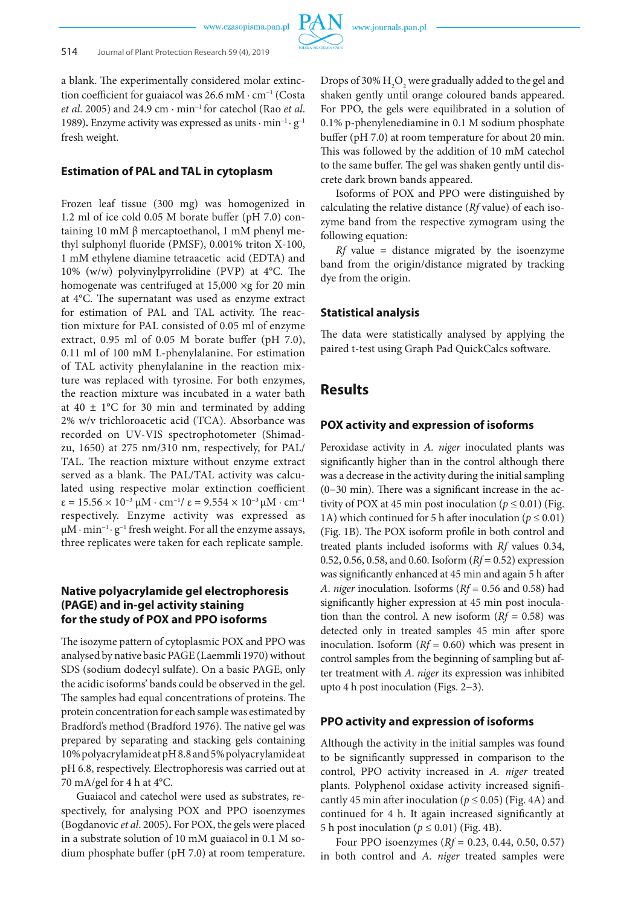a blank. The experimentally considered molar extinction coefficient for guaiacol was 26.6 mM · cm$^{-1}$ (Costa *et al*. 2005) and 24.9 cm · min$^{-1}$ for catechol (Rao *et al*. 1989)**.** Enzyme activity was expressed as units · min$^{-1}$ · g$^{-1}$ fresh weight.

### Estimation of PAL and TAL in cytoplasm

Frozen leaf tissue (300 mg) was homogenized in 1.2 ml of ice cold 0.05 M borate buffer (pH 7.0) containing 10 mM β mercaptoethanol, 1 mM phenyl methyl sulphonyl fluoride (PMSF), 0.001% triton X-100, 1 mM ethylene diamine tetraacetic acid (EDTA) and 10% (w/w) polyvinylpyrrolidine (PVP) at 4°C. The homogenate was centrifuged at 15,000 ×g for 20 min at 4°C. The supernatant was used as enzyme extract for estimation of PAL and TAL activity. The reaction mixture for PAL consisted of 0.05 ml of enzyme extract, 0.95 ml of 0.05 M borate buffer (pH 7.0), 0.11 ml of 100 mM L-phenylalanine. For estimation of TAL activity phenylalanine in the reaction mixture was replaced with tyrosine. For both enzymes, the reaction mixture was incubated in a water bath at 40 ± 1°C for 30 min and terminated by adding 2% w/v trichloroacetic acid (TCA). Absorbance was recorded on UV-VIS spectrophotometer (Shimadzu, 1650) at 275 nm/310 nm, respectively, for PAL/TAL. The reaction mixture without enzyme extract served as a blank. The PAL/TAL activity was calculated using respective molar extinction coefficient $\varepsilon = 15.56 \times 10^{-3}$ μM · cm$^{-1}$/ $\varepsilon = 9.554 \times 10^{-3}$ μM · cm$^{-1}$ respectively. Enzyme activity was expressed as μM · min$^{-1}$ · g$^{-1}$ fresh weight. For all the enzyme assays, three replicates were taken for each replicate sample.

### Native polyacrylamide gel electrophoresis (PAGE) and in-gel activity staining for the study of POX and PPO isoforms

The isozyme pattern of cytoplasmic POX and PPO was analysed by native basic PAGE (Laemmli 1970) without SDS (sodium dodecyl sulfate). On a basic PAGE, only the acidic isoforms' bands could be observed in the gel. The samples had equal concentrations of proteins. The protein concentration for each sample was estimated by Bradford's method (Bradford 1976). The native gel was prepared by separating and stacking gels containing 10% polyacrylamide at pH 8.8 and 5% polyacrylamide at pH 6.8, respectively. Electrophoresis was carried out at 70 mA/gel for 4 h at 4°C.

Guaiacol and catechol were used as substrates, respectively, for analysing POX and PPO isoenzymes (Bogdanovic *et al*. 2005)**.** For POX, the gels were placed in a substrate solution of 10 mM guaiacol in 0.1 M sodium phosphate buffer (pH 7.0) at room temperature. Drops of 30% $H_2O_2$ were gradually added to the gel and shaken gently until orange coloured bands appeared. For PPO, the gels were equilibrated in a solution of 0.1% p-phenylenediamine in 0.1 M sodium phosphate buffer (pH 7.0) at room temperature for about 20 min. This was followed by the addition of 10 mM catechol to the same buffer. The gel was shaken gently until discrete dark brown bands appeared.

Isoforms of POX and PPO were distinguished by calculating the relative distance (*Rf* value) of each isozyme band from the respective zymogram using the following equation:

*Rf* value = distance migrated by the isoenzyme band from the origin/distance migrated by tracking dye from the origin.

### Statistical analysis

The data were statistically analysed by applying the paired t-test using Graph Pad QuickCalcs software.

## Results

### POX activity and expression of isoforms

Peroxidase activity in *A. niger* inoculated plants was significantly higher than in the control although there was a decrease in the activity during the initial sampling (0–30 min). There was a significant increase in the activity of POX at 45 min post inoculation ($p \leq 0.01$) (Fig. 1A) which continued for 5 h after inoculation ($p \leq 0.01$) (Fig. 1B). The POX isoform profile in both control and treated plants included isoforms with *Rf* values 0.34, 0.52, 0.56, 0.58, and 0.60. Isoform (*Rf* = 0.52) expression was significantly enhanced at 45 min and again 5 h after *A. niger* inoculation. Isoforms (*Rf* = 0.56 and 0.58) had significantly higher expression at 45 min post inoculation than the control. A new isoform (*Rf* = 0.58) was detected only in treated samples 45 min after spore inoculation. Isoform (*Rf* = 0.60) which was present in control samples from the beginning of sampling but after treatment with *A. niger* its expression was inhibited upto 4 h post inoculation (Figs. 2–3).

### PPO activity and expression of isoforms

Although the activity in the initial samples was found to be significantly suppressed in comparison to the control, PPO activity increased in *A. niger* treated plants. Polyphenol oxidase activity increased significantly 45 min after inoculation ($p \leq 0.05$) (Fig. 4A) and continued for 4 h. It again increased significantly at 5 h post inoculation ($p \leq 0.01$) (Fig. 4B).

Four PPO isoenzymes (*Rf* = 0.23, 0.44, 0.50, 0.57) in both control and *A. niger* treated samples were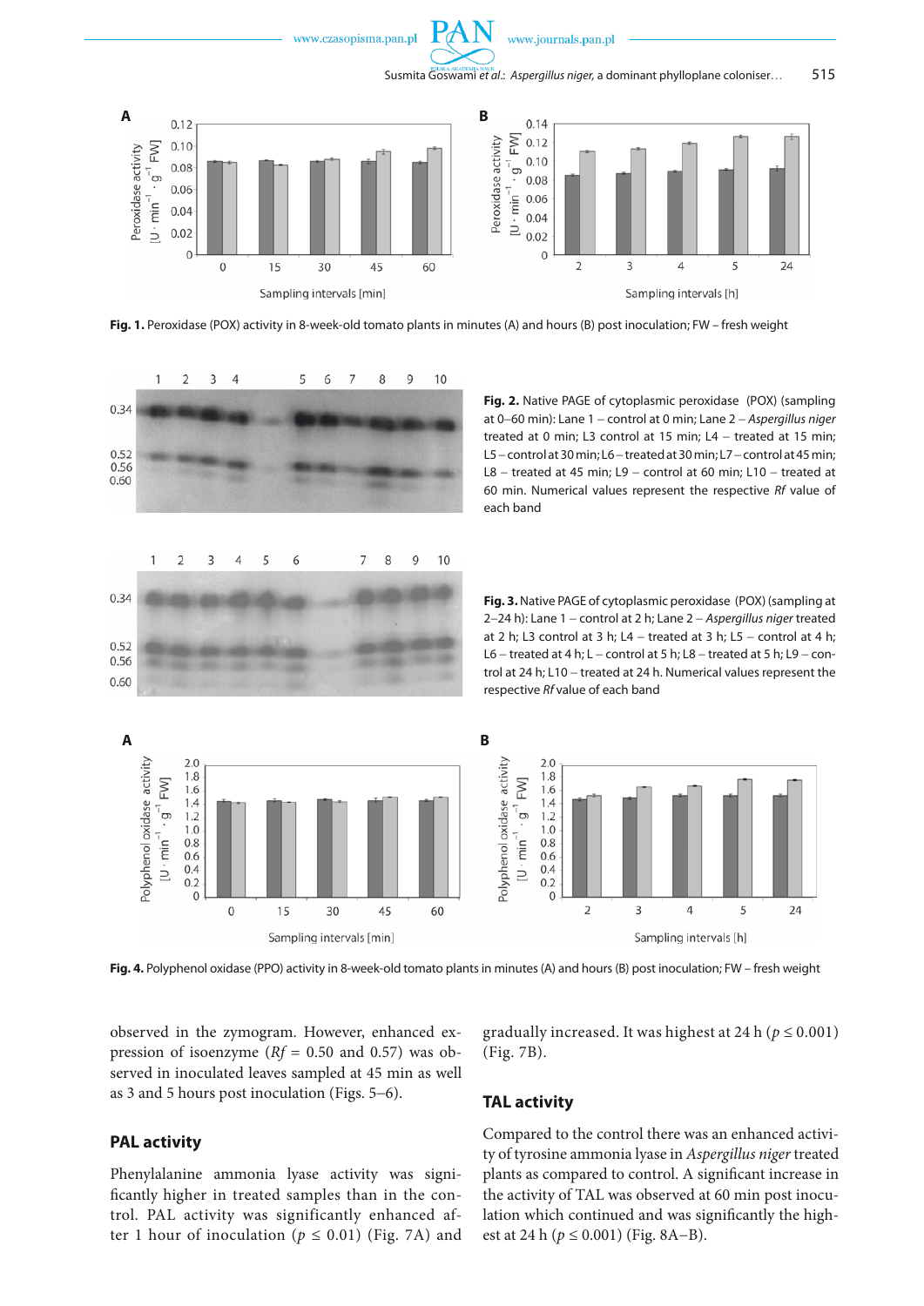**Fig. 1.** Peroxidase (POX) activity in 8-week-old tomato plants in minutes (A) and hours (B) post inoculation; FW – fresh weight

**Fig. 2.** Native PAGE of cytoplasmic peroxidase (POX) (sampling at 0–60 min): Lane 1 – control at 0 min; Lane 2 – *Aspergillus niger* treated at 0 min; L3 control at 15 min; L4 – treated at 15 min; L5 – control at 30 min; L6 – treated at 30 min; L7 – control at 45 min; L8 – treated at 45 min; L9 – control at 60 min; L10 – treated at 60 min. Numerical values represent the respective *Rf* value of each band

**Fig. 3.** Native PAGE of cytoplasmic peroxidase (POX) (sampling at 2–24 h): Lane 1 – control at 2 h; Lane 2 – *Aspergillus niger* treated at 2 h; L3 control at 3 h; L4 – treated at 3 h; L5 – control at 4 h; L6 – treated at 4 h; L – control at 5 h; L8 – treated at 5 h; L9 – control at 24 h; L10 – treated at 24 h. Numerical values represent the respective *Rf* value of each band

**Fig. 4.** Polyphenol oxidase (PPO) activity in 8-week-old tomato plants in minutes (A) and hours (B) post inoculation; FW – fresh weight

observed in the zymogram. However, enhanced expression of isoenzyme (*Rf* = 0.50 and 0.57) was observed in inoculated leaves sampled at 45 min as well as 3 and 5 hours post inoculation (Figs. 5–6).

## PAL activity

Phenylalanine ammonia lyase activity was significantly higher in treated samples than in the control. PAL activity was significantly enhanced after 1 hour of inoculation ($p \leq 0.01$) (Fig. 7A) and gradually increased. It was highest at 24 h ($p \leq 0.001$) (Fig. 7B).

## TAL activity

Compared to the control there was an enhanced activity of tyrosine ammonia lyase in *Aspergillus niger* treated plants as compared to control. A significant increase in the activity of TAL was observed at 60 min post inoculation which continued and was significantly the highest at 24 h ($p \leq 0.001$) (Fig. 8A–B).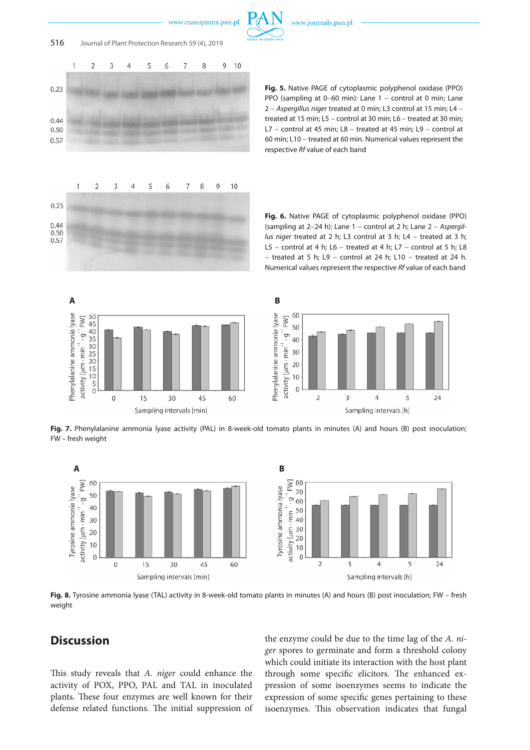**Fig. 5.** Native PAGE of cytoplasmic polyphenol oxidase (PPO) PPO (sampling at 0–60 min): Lane 1 – control at 0 min; Lane 2 – *Aspergillus niger* treated at 0 min; L3 control at 15 min; L4 – treated at 15 min; L5 – control at 30 min; L6 – treated at 30 min; L7 – control at 45 min; L8 – treated at 45 min; L9 – control at 60 min; L10 – treated at 60 min. Numerical values represent the respective *Rf* value of each band

**Fig. 6.** Native PAGE of cytoplasmic polyphenol oxidase (PPO) (sampling at 2–24 h): Lane 1 – control at 2 h; Lane 2 – *Aspergillus niger* treated at 2 h; L3 control at 3 h; L4 – treated at 3 h; L5 – control at 4 h; L6 – treated at 4 h; L7 – control at 5 h; L8 – treated at 5 h; L9 – control at 24 h; L10 – treated at 24 h. Numerical values represent the respective *Rf* value of each band

**Fig. 7.** Phenylalanine ammonia lyase activity (PAL) in 8-week-old tomato plants in minutes (A) and hours (B) post inoculation; FW – fresh weight

**Fig. 8.** Tyrosine ammonia lyase (TAL) activity in 8-week-old tomato plants in minutes (A) and hours (B) post inoculation; FW – fresh weight

## Discussion

This study reveals that *A. niger* could enhance the activity of POX, PPO, PAL and TAL in inoculated plants. These four enzymes are well known for their defense related functions. The initial suppression of the enzyme could be due to the time lag of the *A. niger* spores to germinate and form a threshold colony which could initiate its interaction with the host plant through some specific elicitors. The enhanced expression of some isoenzymes seems to indicate the expression of some specific genes pertaining to these isoenzymes. This observation indicates that fungal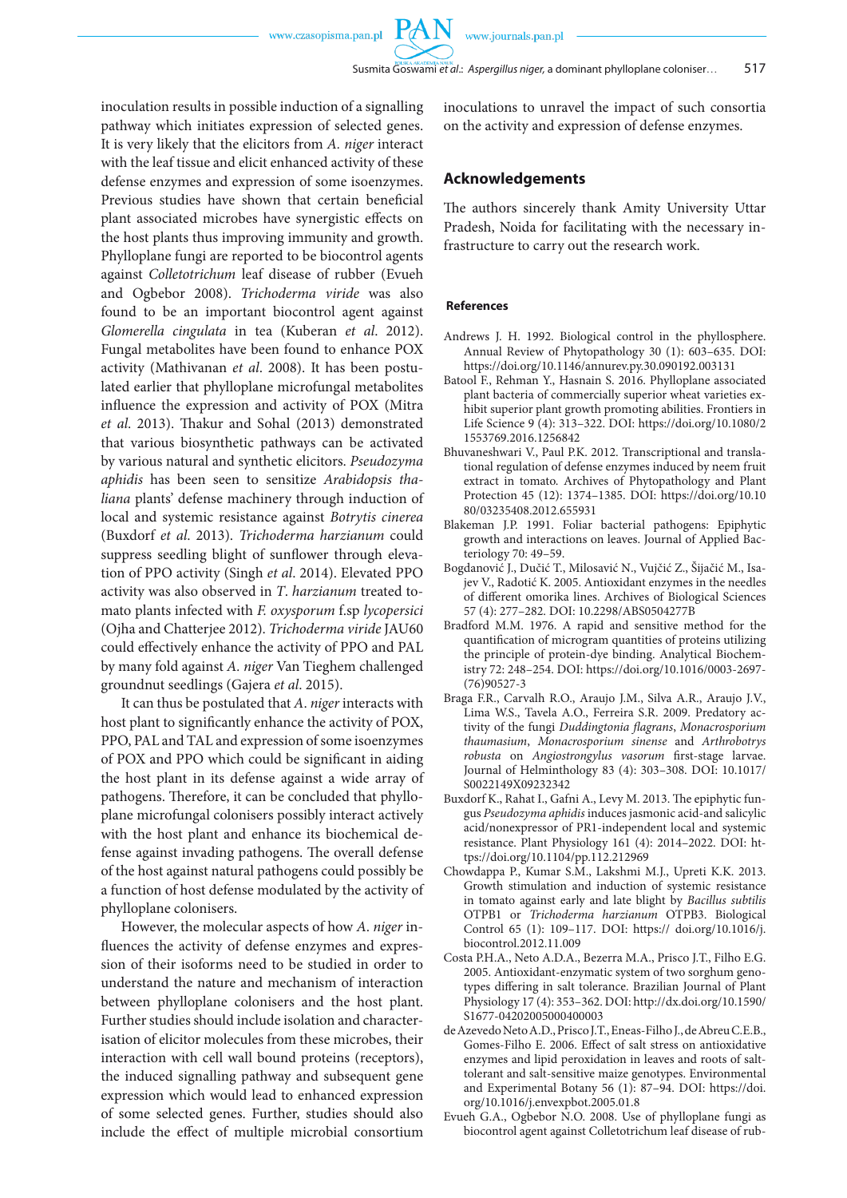inoculation results in possible induction of a signalling pathway which initiates expression of selected genes. It is very likely that the elicitors from *A. niger* interact with the leaf tissue and elicit enhanced activity of these defense enzymes and expression of some isoenzymes. Previous studies have shown that certain beneficial plant associated microbes have synergistic effects on the host plants thus improving immunity and growth. Phylloplane fungi are reported to be biocontrol agents against *Colletotrichum* leaf disease of rubber (Evueh and Ogbebor 2008). *Trichoderma viride* was also found to be an important biocontrol agent against *Glomerella cingulata* in tea (Kuberan *et al*. 2012). Fungal metabolites have been found to enhance POX activity (Mathivanan *et al*. 2008). It has been postulated earlier that phylloplane microfungal metabolites influence the expression and activity of POX (Mitra *et al*. 2013). Thakur and Sohal (2013) demonstrated that various biosynthetic pathways can be activated by various natural and synthetic elicitors. *Pseudozyma aphidis* has been seen to sensitize *Arabidopsis thaliana* plants' defense machinery through induction of local and systemic resistance against *Botrytis cinerea* (Buxdorf *et al*. 2013). *Trichoderma harzianum* could suppress seedling blight of sunflower through elevation of PPO activity (Singh *et al*. 2014). Elevated PPO activity was also observed in *T*. *harzianum* treated tomato plants infected with *F. oxysporum* f.sp *lycopersici* (Ojha and Chatterjee 2012). *Trichoderma viride* JAU60 could effectively enhance the activity of PPO and PAL by many fold against *A. niger* Van Tieghem challenged groundnut seedlings (Gajera *et al*. 2015).

It can thus be postulated that *A. niger* interacts with host plant to significantly enhance the activity of POX, PPO, PAL and TAL and expression of some isoenzymes of POX and PPO which could be significant in aiding the host plant in its defense against a wide array of pathogens. Therefore, it can be concluded that phylloplane microfungal colonisers possibly interact actively with the host plant and enhance its biochemical defense against invading pathogens. The overall defense of the host against natural pathogens could possibly be a function of host defense modulated by the activity of phylloplane colonisers.

However, the molecular aspects of how *A. niger* influences the activity of defense enzymes and expression of their isoforms need to be studied in order to understand the nature and mechanism of interaction between phylloplane colonisers and the host plant. Further studies should include isolation and characterisation of elicitor molecules from these microbes, their interaction with cell wall bound proteins (receptors), the induced signalling pathway and subsequent gene expression which would lead to enhanced expression of some selected genes. Further, studies should also include the effect of multiple microbial consortium inoculations to unravel the impact of such consortia on the activity and expression of defense enzymes.

## Acknowledgements

The authors sincerely thank Amity University Uttar Pradesh, Noida for facilitating with the necessary infrastructure to carry out the research work.

### References

Andrews J. H. 1992. Biological control in the phyllosphere. Annual Review of Phytopathology 30 (1): 603–635. DOI: https://doi.org/10.1146/annurev.py.30.090192.003131

Batool F., Rehman Y., Hasnain S. 2016. Phylloplane associated plant bacteria of commercially superior wheat varieties exhibit superior plant growth promoting abilities. Frontiers in Life Science 9 (4): 313–322. DOI: https://doi.org/10.1080/21553769.2016.1256842

Bhuvaneshwari V., Paul P.K. 2012. Transcriptional and translational regulation of defense enzymes induced by neem fruit extract in tomato. Archives of Phytopathology and Plant Protection 45 (12): 1374–1385. DOI: https://doi.org/10.1080/03235408.2012.655931

Blakeman J.P. 1991. Foliar bacterial pathogens: Epiphytic growth and interactions on leaves. Journal of Applied Bacteriology 70: 49–59.

Bogdanović J., Dučić T., Milosavić N., Vujčić Z., Šijačić M., Isajev V., Radotić K. 2005. Antioxidant enzymes in the needles of different omorika lines. Archives of Biological Sciences 57 (4): 277–282. DOI: 10.2298/ABS0504277B

Bradford M.M. 1976. A rapid and sensitive method for the quantification of microgram quantities of proteins utilizing the principle of protein-dye binding. Analytical Biochemistry 72: 248–254. DOI: https://doi.org/10.1016/0003-2697-(76)90527-3

Braga F.R., Carvalh R.O., Araujo J.M., Silva A.R., Araujo J.V., Lima W.S., Tavela A.O., Ferreira S.R. 2009. Predatory activity of the fungi *Duddingtonia flagrans*, *Monacrosporium thaumasium*, *Monacrosporium sinense* and *Arthrobotrys robusta* on *Angiostrongylus vasorum* first-stage larvae. Journal of Helminthology 83 (4): 303–308. DOI: 10.1017/S0022149X09232342

Buxdorf K., Rahat I., Gafni A., Levy M. 2013. The epiphytic fungus *Pseudozyma aphidis* induces jasmonic acid-and salicylic acid/nonexpressor of PR1-independent local and systemic resistance. Plant Physiology 161 (4): 2014–2022. DOI: https://doi.org/10.1104/pp.112.212969

Chowdappa P., Kumar S.M., Lakshmi M.J., Upreti K.K. 2013. Growth stimulation and induction of systemic resistance in tomato against early and late blight by *Bacillus subtilis* OTPB1 or *Trichoderma harzianum* OTPB3. Biological Control 65 (1): 109–117. DOI: https:// doi.org/10.1016/j.biocontrol.2012.11.009

Costa P.H.A., Neto A.D.A., Bezerra M.A., Prisco J.T., Filho E.G. 2005. Antioxidant-enzymatic system of two sorghum genotypes differing in salt tolerance. Brazilian Journal of Plant Physiology 17 (4): 353–362. DOI: http://dx.doi.org/10.1590/S1677-04202005000400003

de Azevedo Neto A.D., Prisco J.T., Eneas-Filho J., de Abreu C.E.B., Gomes-Filho E. 2006. Effect of salt stress on antioxidative enzymes and lipid peroxidation in leaves and roots of salt-tolerant and salt-sensitive maize genotypes. Environmental and Experimental Botany 56 (1): 87–94. DOI: https://doi.org/10.1016/j.envexpbot.2005.01.8

Evueh G.A., Ogbebor N.O. 2008. Use of phylloplane fungi as biocontrol agent against Colletotrichum leaf disease of rub-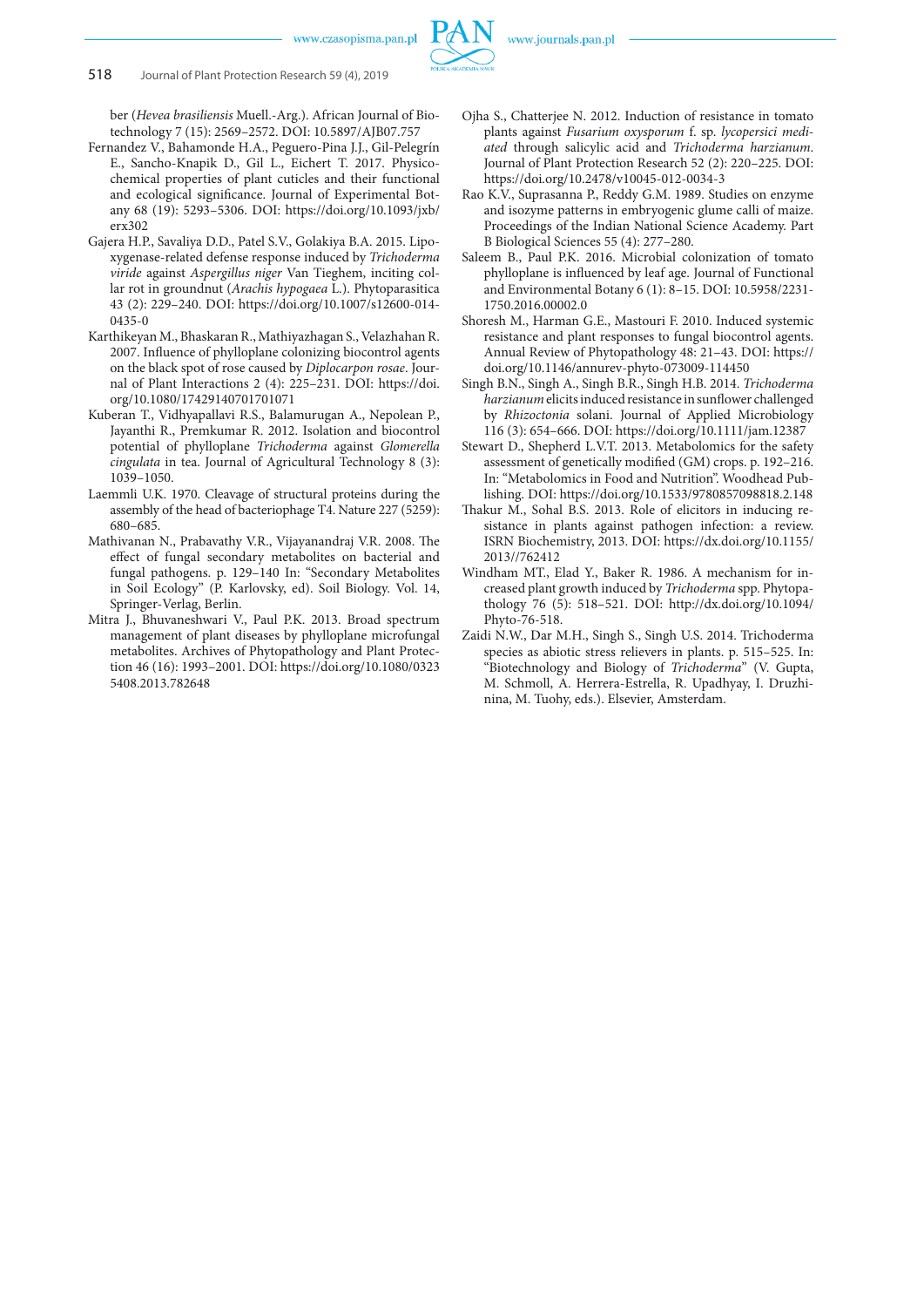ber (*Hevea brasiliensis* Muell.-Arg.). African Journal of Biotechnology 7 (15): 2569–2572. DOI: 10.5897/AJB07.757

Fernandez V., Bahamonde H.A., Peguero-Pina J.J., Gil-Pelegrín E., Sancho-Knapik D., Gil L., Eichert T. 2017. Physicochemical properties of plant cuticles and their functional and ecological significance. Journal of Experimental Botany 68 (19): 5293–5306. DOI: https://doi.org/10.1093/jxb/erx302

Gajera H.P., Savaliya D.D., Patel S.V., Golakiya B.A. 2015. Lipoxygenase-related defense response induced by *Trichoderma viride* against *Aspergillus niger* Van Tieghem, inciting collar rot in groundnut (*Arachis hypogaea* L.). Phytoparasitica 43 (2): 229–240. DOI: https://doi.org/10.1007/s12600-014-0435-0

Karthikeyan M., Bhaskaran R., Mathiyazhagan S., Velazhahan R. 2007. Influence of phylloplane colonizing biocontrol agents on the black spot of rose caused by *Diplocarpon rosae*. Journal of Plant Interactions 2 (4): 225–231. DOI: https://doi.org/10.1080/17429140701701071

Kuberan T., Vidhyapallavi R.S., Balamurugan A., Nepolean P., Jayanthi R., Premkumar R. 2012. Isolation and biocontrol potential of phylloplane *Trichoderma* against *Glomerella cingulata* in tea. Journal of Agricultural Technology 8 (3): 1039–1050.

Laemmli U.K. 1970. Cleavage of structural proteins during the assembly of the head of bacteriophage T4. Nature 227 (5259): 680–685.

Mathivanan N., Prabavathy V.R., Vijayanandraj V.R. 2008. The effect of fungal secondary metabolites on bacterial and fungal pathogens. p. 129–140 In: "Secondary Metabolites in Soil Ecology" (P. Karlovsky, ed). Soil Biology. Vol. 14, Springer-Verlag, Berlin.

Mitra J., Bhuvaneshwari V., Paul P.K. 2013. Broad spectrum management of plant diseases by phylloplane microfungal metabolites. Archives of Phytopathology and Plant Protection 46 (16): 1993–2001. DOI: https://doi.org/10.1080/03235408.2013.782648

Ojha S., Chatterjee N. 2012. Induction of resistance in tomato plants against *Fusarium oxysporum* f. sp. *lycopersici mediated* through salicylic acid and *Trichoderma harzianum*. Journal of Plant Protection Research 52 (2): 220–225. DOI: https://doi.org/10.2478/v10045-012-0034-3

Rao K.V., Suprasanna P., Reddy G.M. 1989. Studies on enzyme and isozyme patterns in embryogenic glume calli of maize. Proceedings of the Indian National Science Academy. Part B Biological Sciences 55 (4): 277–280.

Saleem B., Paul P.K. 2016. Microbial colonization of tomato phylloplane is influenced by leaf age. Journal of Functional and Environmental Botany 6 (1): 8–15. DOI: 10.5958/2231-1750.2016.00002.0

Shoresh M., Harman G.E., Mastouri F. 2010. Induced systemic resistance and plant responses to fungal biocontrol agents. Annual Review of Phytopathology 48: 21–43. DOI: https://doi.org/10.1146/annurev-phyto-073009-114450

Singh B.N., Singh A., Singh B.R., Singh H.B. 2014. *Trichoderma harzianum* elicits induced resistance in sunflower challenged by *Rhizoctonia* solani. Journal of Applied Microbiology 116 (3): 654–666. DOI: https://doi.org/10.1111/jam.12387

Stewart D., Shepherd L.V.T. 2013. Metabolomics for the safety assessment of genetically modified (GM) crops. p. 192–216. In: "Metabolomics in Food and Nutrition". Woodhead Publishing. DOI: https://doi.org/10.1533/9780857098818.2.148

Thakur M., Sohal B.S. 2013. Role of elicitors in inducing resistance in plants against pathogen infection: a review. ISRN Biochemistry, 2013. DOI: https://dx.doi.org/10.1155/2013//762412

Windham MT., Elad Y., Baker R. 1986. A mechanism for increased plant growth induced by *Trichoderma* spp. Phytopathology 76 (5): 518–521. DOI: http://dx.doi.org/10.1094/Phyto-76-518.

Zaidi N.W., Dar M.H., Singh S., Singh U.S. 2014. Trichoderma species as abiotic stress relievers in plants. p. 515–525. In: "Biotechnology and Biology of *Trichoderma*" (V. Gupta, M. Schmoll, A. Herrera-Estrella, R. Upadhyay, I. Druzhinina, M. Tuohy, eds.). Elsevier, Amsterdam.